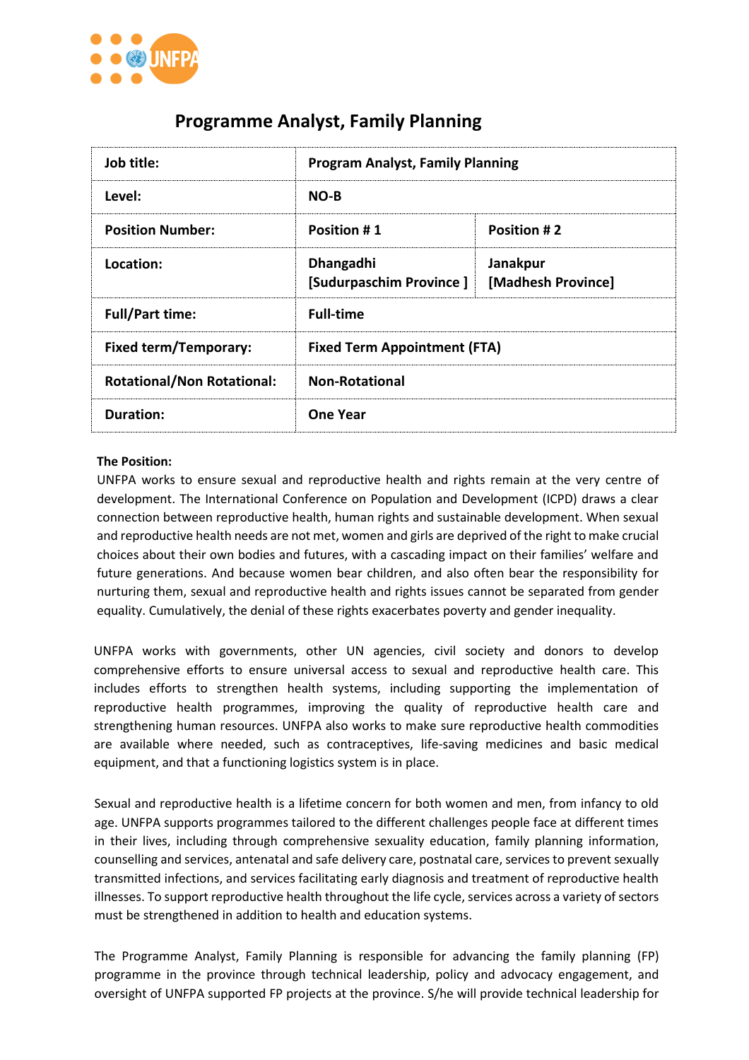# Programme Analyst, Family Planning

| **Job title:** | **Program Analyst, Family Planning** | |
|---|---|---|
| **Level:** | **NO-B** | |
| **Position Number:** | **Position # 1** | **Position # 2** |
| **Location:** | **Dhangadhi [Sudurpaschim Province ]** | **Janakpur [Madhesh Province]** |
| **Full/Part time:** | **Full-time** | |
| **Fixed term/Temporary:** | **Fixed Term Appointment (FTA)** | |
| **Rotational/Non Rotational:** | **Non-Rotational** | |
| **Duration:** | **One Year** | |

**The Position:**

UNFPA works to ensure sexual and reproductive health and rights remain at the very centre of development. The International Conference on Population and Development (ICPD) draws a clear connection between reproductive health, human rights and sustainable development. When sexual and reproductive health needs are not met, women and girls are deprived of the right to make crucial choices about their own bodies and futures, with a cascading impact on their families' welfare and future generations. And because women bear children, and also often bear the responsibility for nurturing them, sexual and reproductive health and rights issues cannot be separated from gender equality. Cumulatively, the denial of these rights exacerbates poverty and gender inequality.

UNFPA works with governments, other UN agencies, civil society and donors to develop comprehensive efforts to ensure universal access to sexual and reproductive health care. This includes efforts to strengthen health systems, including supporting the implementation of reproductive health programmes, improving the quality of reproductive health care and strengthening human resources. UNFPA also works to make sure reproductive health commodities are available where needed, such as contraceptives, life-saving medicines and basic medical equipment, and that a functioning logistics system is in place.

Sexual and reproductive health is a lifetime concern for both women and men, from infancy to old age. UNFPA supports programmes tailored to the different challenges people face at different times in their lives, including through comprehensive sexuality education, family planning information, counselling and services, antenatal and safe delivery care, postnatal care, services to prevent sexually transmitted infections, and services facilitating early diagnosis and treatment of reproductive health illnesses. To support reproductive health throughout the life cycle, services across a variety of sectors must be strengthened in addition to health and education systems.

The Programme Analyst, Family Planning is responsible for advancing the family planning (FP) programme in the province through technical leadership, policy and advocacy engagement, and oversight of UNFPA supported FP projects at the province. S/he will provide technical leadership for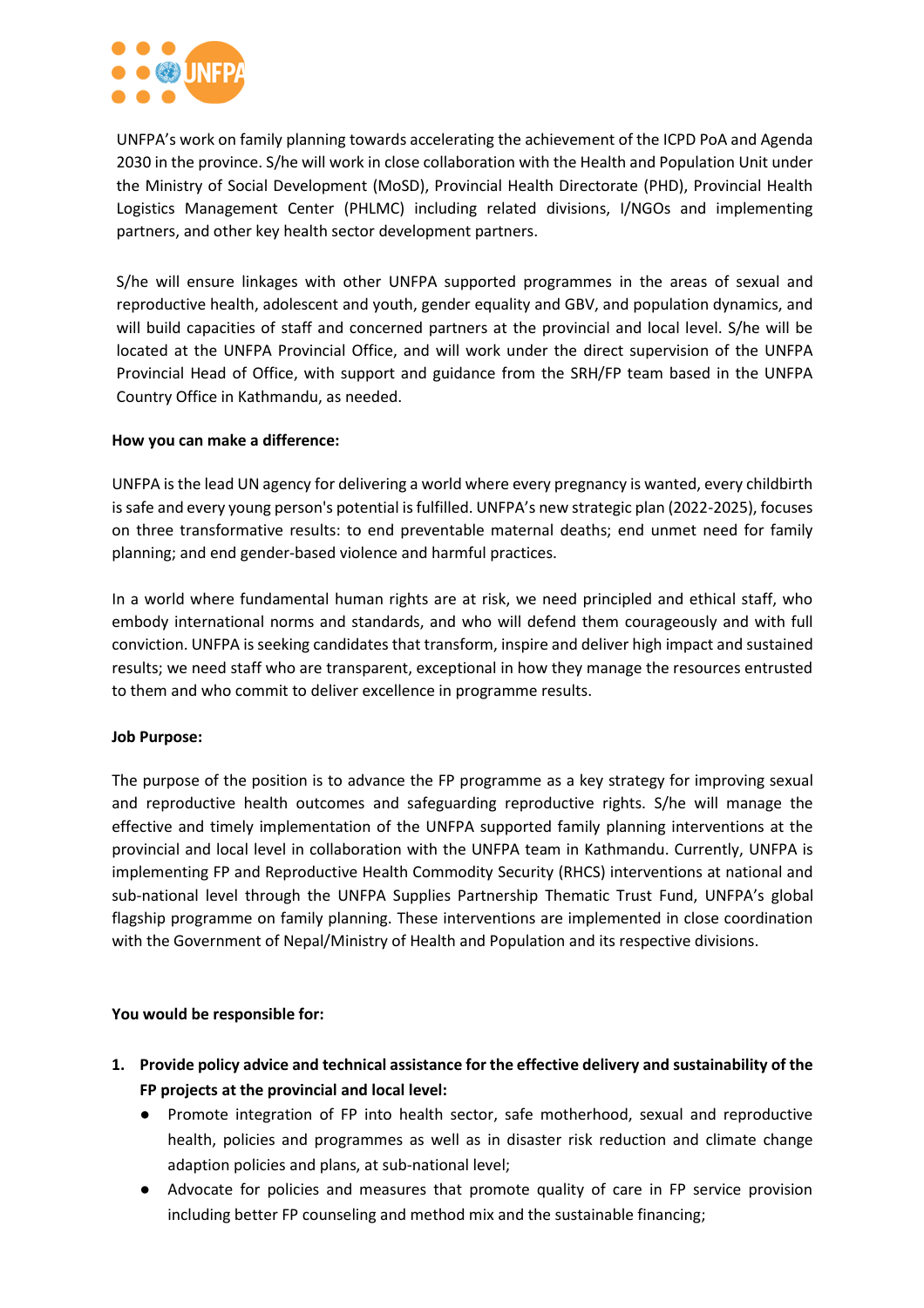UNFPA's work on family planning towards accelerating the achievement of the ICPD PoA and Agenda 2030 in the province. S/he will work in close collaboration with the Health and Population Unit under the Ministry of Social Development (MoSD), Provincial Health Directorate (PHD), Provincial Health Logistics Management Center (PHLMC) including related divisions, I/NGOs and implementing partners, and other key health sector development partners.

S/he will ensure linkages with other UNFPA supported programmes in the areas of sexual and reproductive health, adolescent and youth, gender equality and GBV, and population dynamics, and will build capacities of staff and concerned partners at the provincial and local level. S/he will be located at the UNFPA Provincial Office, and will work under the direct supervision of the UNFPA Provincial Head of Office, with support and guidance from the SRH/FP team based in the UNFPA Country Office in Kathmandu, as needed.

**How you can make a difference:**

UNFPA is the lead UN agency for delivering a world where every pregnancy is wanted, every childbirth is safe and every young person's potential is fulfilled. UNFPA's new strategic plan (2022-2025), focuses on three transformative results: to end preventable maternal deaths; end unmet need for family planning; and end gender-based violence and harmful practices.

In a world where fundamental human rights are at risk, we need principled and ethical staff, who embody international norms and standards, and who will defend them courageously and with full conviction. UNFPA is seeking candidates that transform, inspire and deliver high impact and sustained results; we need staff who are transparent, exceptional in how they manage the resources entrusted to them and who commit to deliver excellence in programme results.

**Job Purpose:**

The purpose of the position is to advance the FP programme as a key strategy for improving sexual and reproductive health outcomes and safeguarding reproductive rights. S/he will manage the effective and timely implementation of the UNFPA supported family planning interventions at the provincial and local level in collaboration with the UNFPA team in Kathmandu. Currently, UNFPA is implementing FP and Reproductive Health Commodity Security (RHCS) interventions at national and sub-national level through the UNFPA Supplies Partnership Thematic Trust Fund, UNFPA's global flagship programme on family planning. These interventions are implemented in close coordination with the Government of Nepal/Ministry of Health and Population and its respective divisions.

**You would be responsible for:**

1. **Provide policy advice and technical assistance for the effective delivery and sustainability of the FP projects at the provincial and local level:**
   - Promote integration of FP into health sector, safe motherhood, sexual and reproductive health, policies and programmes as well as in disaster risk reduction and climate change adaption policies and plans, at sub-national level;
   - Advocate for policies and measures that promote quality of care in FP service provision including better FP counseling and method mix and the sustainable financing;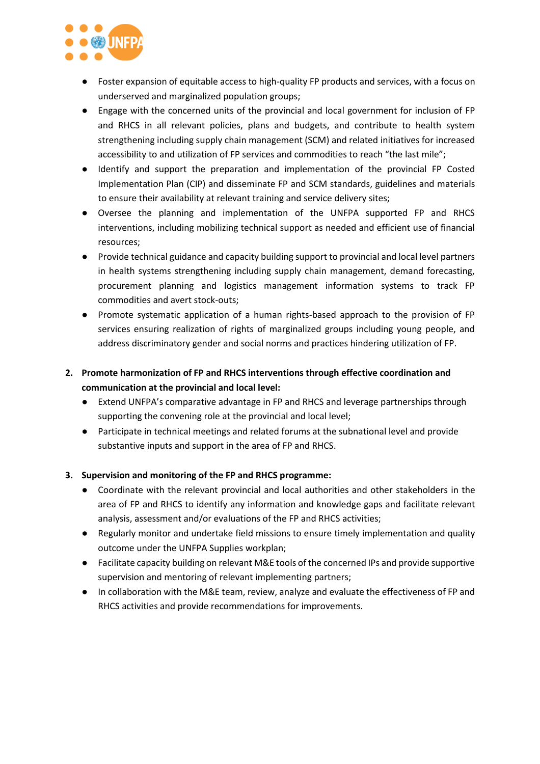- Foster expansion of equitable access to high-quality FP products and services, with a focus on underserved and marginalized population groups;
- Engage with the concerned units of the provincial and local government for inclusion of FP and RHCS in all relevant policies, plans and budgets, and contribute to health system strengthening including supply chain management (SCM) and related initiatives for increased accessibility to and utilization of FP services and commodities to reach "the last mile";
- Identify and support the preparation and implementation of the provincial FP Costed Implementation Plan (CIP) and disseminate FP and SCM standards, guidelines and materials to ensure their availability at relevant training and service delivery sites;
- Oversee the planning and implementation of the UNFPA supported FP and RHCS interventions, including mobilizing technical support as needed and efficient use of financial resources;
- Provide technical guidance and capacity building support to provincial and local level partners in health systems strengthening including supply chain management, demand forecasting, procurement planning and logistics management information systems to track FP commodities and avert stock-outs;
- Promote systematic application of a human rights-based approach to the provision of FP services ensuring realization of rights of marginalized groups including young people, and address discriminatory gender and social norms and practices hindering utilization of FP.

2. **Promote harmonization of FP and RHCS interventions through effective coordination and communication at the provincial and local level:**
   - Extend UNFPA's comparative advantage in FP and RHCS and leverage partnerships through supporting the convening role at the provincial and local level;
   - Participate in technical meetings and related forums at the subnational level and provide substantive inputs and support in the area of FP and RHCS.

3. **Supervision and monitoring of the FP and RHCS programme:**
   - Coordinate with the relevant provincial and local authorities and other stakeholders in the area of FP and RHCS to identify any information and knowledge gaps and facilitate relevant analysis, assessment and/or evaluations of the FP and RHCS activities;
   - Regularly monitor and undertake field missions to ensure timely implementation and quality outcome under the UNFPA Supplies workplan;
   - Facilitate capacity building on relevant M&E tools of the concerned IPs and provide supportive supervision and mentoring of relevant implementing partners;
   - In collaboration with the M&E team, review, analyze and evaluate the effectiveness of FP and RHCS activities and provide recommendations for improvements.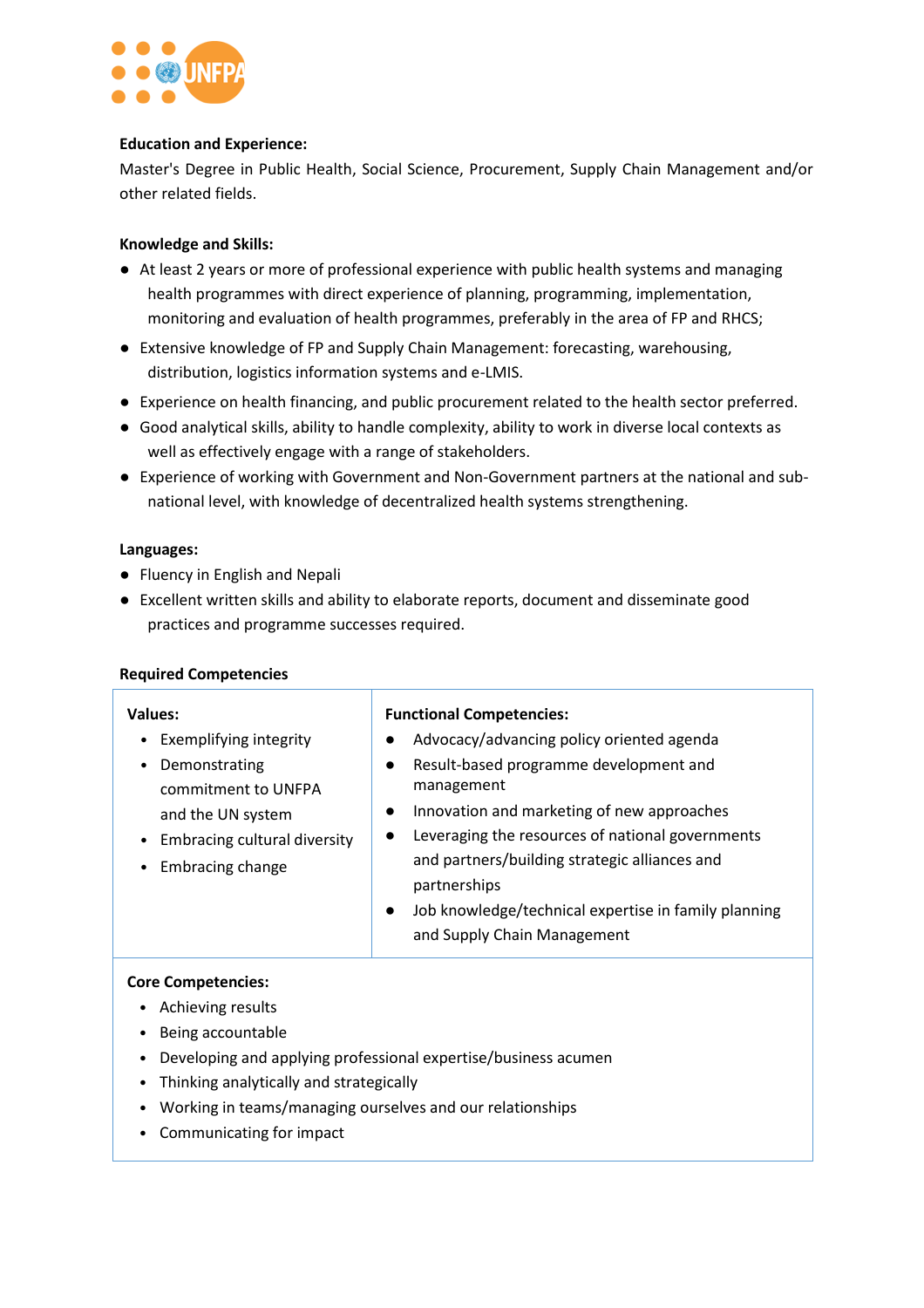**Education and Experience:**

Master's Degree in Public Health, Social Science, Procurement, Supply Chain Management and/or other related fields.

**Knowledge and Skills:**

- At least 2 years or more of professional experience with public health systems and managing health programmes with direct experience of planning, programming, implementation, monitoring and evaluation of health programmes, preferably in the area of FP and RHCS;
- Extensive knowledge of FP and Supply Chain Management: forecasting, warehousing, distribution, logistics information systems and e-LMIS.
- Experience on health financing, and public procurement related to the health sector preferred.
- Good analytical skills, ability to handle complexity, ability to work in diverse local contexts as well as effectively engage with a range of stakeholders.
- Experience of working with Government and Non-Government partners at the national and sub-national level, with knowledge of decentralized health systems strengthening.

**Languages:**

- Fluency in English and Nepali
- Excellent written skills and ability to elaborate reports, document and disseminate good practices and programme successes required.

**Required Competencies**

| **Values:** | **Functional Competencies:** |
|---|---|
| • Exemplifying integrity<br>• Demonstrating commitment to UNFPA and the UN system<br>• Embracing cultural diversity<br>• Embracing change | • Advocacy/advancing policy oriented agenda<br>• Result-based programme development and management<br>• Innovation and marketing of new approaches<br>• Leveraging the resources of national governments and partners/building strategic alliances and partnerships<br>• Job knowledge/technical expertise in family planning and Supply Chain Management |

**Core Competencies:**

- Achieving results
- Being accountable
- Developing and applying professional expertise/business acumen
- Thinking analytically and strategically
- Working in teams/managing ourselves and our relationships
- Communicating for impact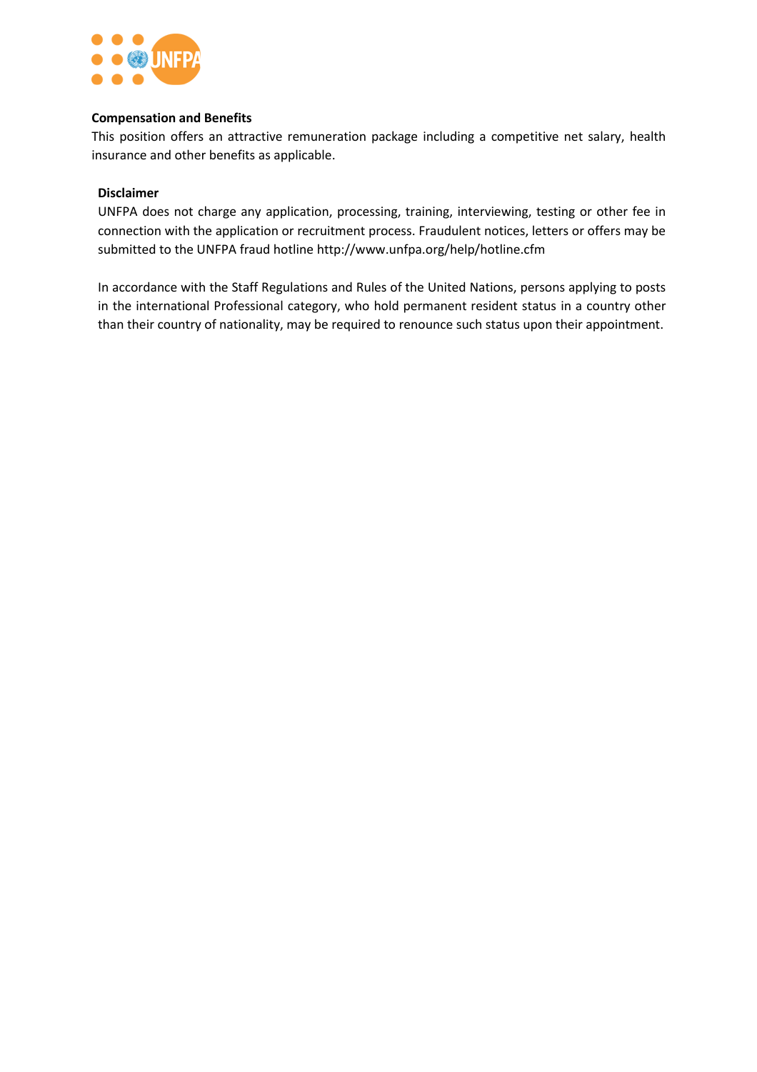**Compensation and Benefits**

This position offers an attractive remuneration package including a competitive net salary, health insurance and other benefits as applicable.

**Disclaimer**

UNFPA does not charge any application, processing, training, interviewing, testing or other fee in connection with the application or recruitment process. Fraudulent notices, letters or offers may be submitted to the UNFPA fraud hotline http://www.unfpa.org/help/hotline.cfm

In accordance with the Staff Regulations and Rules of the United Nations, persons applying to posts in the international Professional category, who hold permanent resident status in a country other than their country of nationality, may be required to renounce such status upon their appointment.